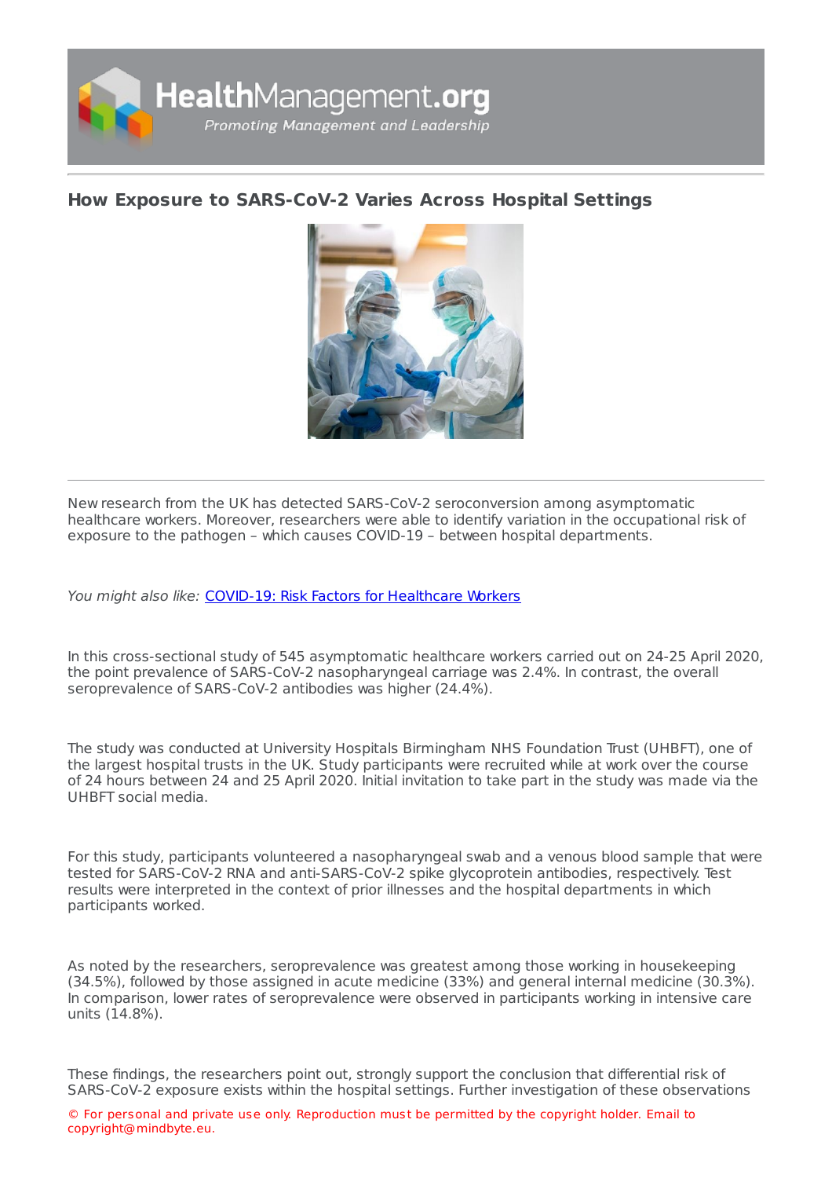# How Exposure to SARS-CoV-2 Varies Across Hospital Settings

New research from the UK has detected SARS-CoV-2 seroconversion among asymptomatic healthcare workers. Moreover, researchers were able to identify variation in the occupational risk of exposure to the pathogen – which causes COVID-19 – between hospital departments.

*You might also like:* [COVID-19: Risk Factors for Healthcare Workers]

In this cross-sectional study of 545 asymptomatic healthcare workers carried out on 24-25 April 2020, the point prevalence of SARS-CoV-2 nasopharyngeal carriage was 2.4%. In contrast, the overall seroprevalence of SARS-CoV-2 antibodies was higher (24.4%).

The study was conducted at University Hospitals Birmingham NHS Foundation Trust (UHBFT), one of the largest hospital trusts in the UK. Study participants were recruited while at work over the course of 24 hours between 24 and 25 April 2020. Initial invitation to take part in the study was made via the UHBFT social media.

For this study, participants volunteered a nasopharyngeal swab and a venous blood sample that were tested for SARS-CoV-2 RNA and anti-SARS-CoV-2 spike glycoprotein antibodies, respectively. Test results were interpreted in the context of prior illnesses and the hospital departments in which participants worked.

As noted by the researchers, seroprevalence was greatest among those working in housekeeping (34.5%), followed by those assigned in acute medicine (33%) and general internal medicine (30.3%). In comparison, lower rates of seroprevalence were observed in participants working in intensive care units (14.8%).

These findings, the researchers point out, strongly support the conclusion that differential risk of SARS-CoV-2 exposure exists within the hospital settings. Further investigation of these observations

© For personal and private use only. Reproduction must be permitted by the copyright holder. Email to copyright@mindbyte.eu.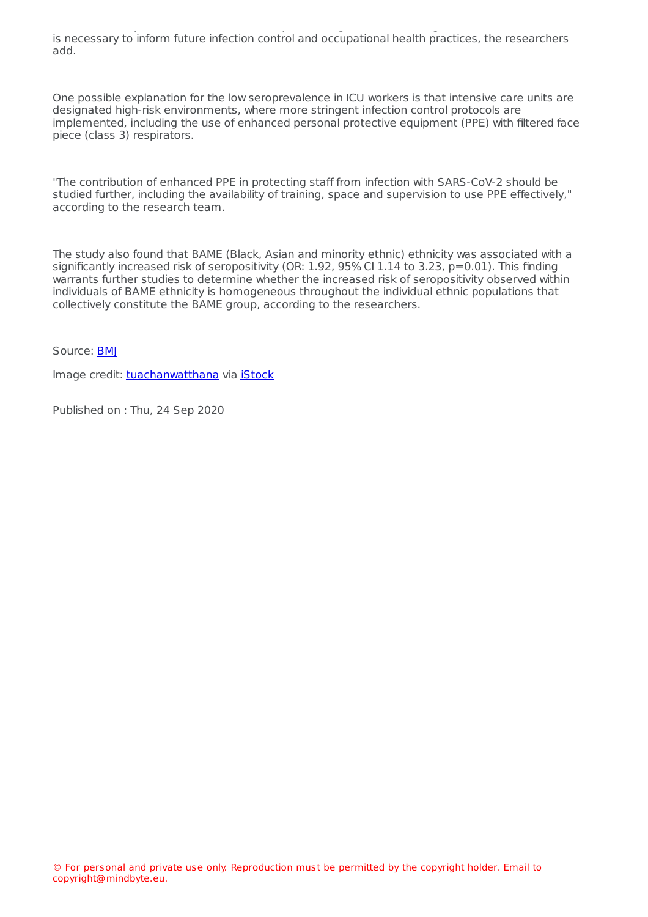is necessary to inform future infection control and occupational health practices, the researchers add.

One possible explanation for the low seroprevalence in ICU workers is that intensive care units are designated high-risk environments, where more stringent infection control protocols are implemented, including the use of enhanced personal protective equipment (PPE) with filtered face piece (class 3) respirators.

"The contribution of enhanced PPE in protecting staff from infection with SARS-CoV-2 should be studied further, including the availability of training, space and supervision to use PPE effectively," according to the research team.

The study also found that BAME (Black, Asian and minority ethnic) ethnicity was associated with a significantly increased risk of seropositivity (OR: 1.92, 95% CI 1.14 to 3.23, $p=0.01$). This finding warrants further studies to determine whether the increased risk of seropositivity observed within individuals of BAME ethnicity is homogeneous throughout the individual ethnic populations that collectively constitute the BAME group, according to the researchers.

Source: [BMJ]

Image credit: [tuachanwatthana] via [iStock]

Published on : Thu, 24 Sep 2020

© For personal and private use only. Reproduction must be permitted by the copyright holder. Email to copyright@mindbyte.eu.